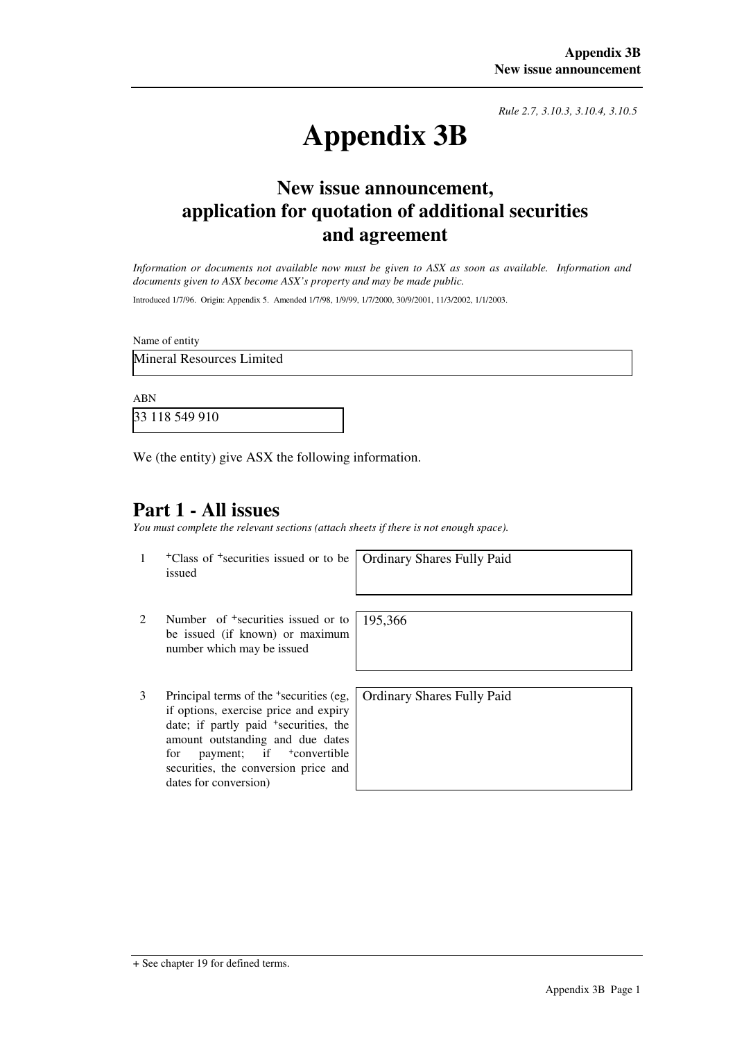*Rule 2.7, 3.10.3, 3.10.4, 3.10.5*

# Appendix 3B

## New issue announcement, application for quotation of additional securities and agreement

*Information or documents not available now must be given to ASX as soon as available. Information and documents given to ASX become ASX's property and may be made public.*

Introduced 1/7/96. Origin: Appendix 5. Amended 1/7/98, 1/9/99, 1/7/2000, 30/9/2001, 11/3/2002, 1/1/2003.

Name of entity

Mineral Resources Limited

ABN

33 118 549 910

We (the entity) give ASX the following information.

## Part 1 - All issues

*You must complete the relevant sections (attach sheets if there is not enough space).*

| | | |
|---|---|---|
| 1 | +Class of +securities issued or to be issued | Ordinary Shares Fully Paid |
| 2 | Number of +securities issued or to be issued (if known) or maximum number which may be issued | 195,366 |
| 3 | Principal terms of the +securities (eg, if options, exercise price and expiry date; if partly paid +securities, the amount outstanding and due dates for payment; if +convertible securities, the conversion price and dates for conversion) | Ordinary Shares Fully Paid |

+ See chapter 19 for defined terms.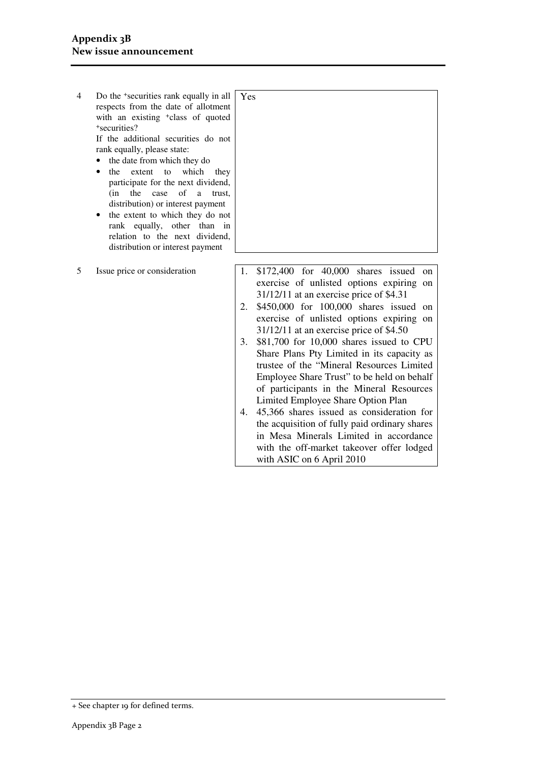| | | |
|---|---|---|
| 4 | Do the +securities rank equally in all respects from the date of allotment with an existing +class of quoted +securities?<br><br>If the additional securities do not rank equally, please state:<br>• the date from which they do<br>• the extent to which they participate for the next dividend, (in the case of a trust, distribution) or interest payment<br>• the extent to which they do not rank equally, other than in relation to the next dividend, distribution or interest payment | Yes |
| 5 | Issue price or consideration | 1. $172,400 for 40,000 shares issued on exercise of unlisted options expiring on 31/12/11 at an exercise price of $4.31<br>2. $450,000 for 100,000 shares issued on exercise of unlisted options expiring on 31/12/11 at an exercise price of $4.50<br>3. $81,700 for 10,000 shares issued to CPU Share Plans Pty Limited in its capacity as trustee of the "Mineral Resources Limited Employee Share Trust" to be held on behalf of participants in the Mineral Resources Limited Employee Share Option Plan<br>4. 45,366 shares issued as consideration for the acquisition of fully paid ordinary shares in Mesa Minerals Limited in accordance with the off-market takeover offer lodged with ASIC on 6 April 2010 |

+ See chapter 19 for defined terms.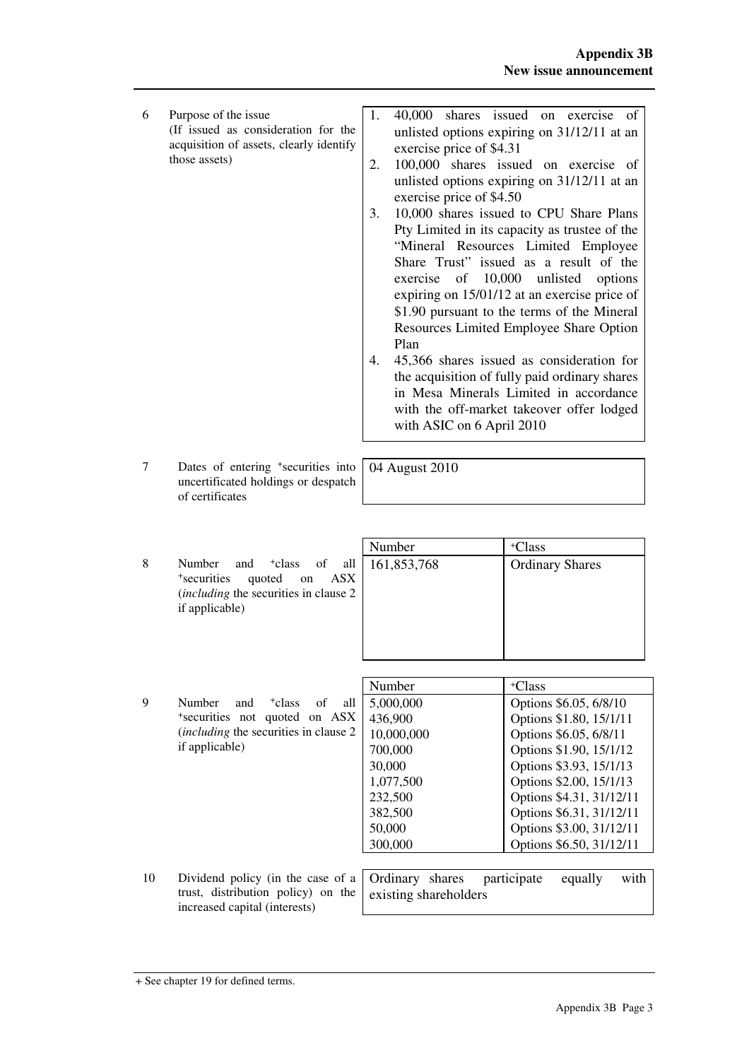| | | |
|---|---|---|
| 6 | Purpose of the issue<br>(If issued as consideration for the acquisition of assets, clearly identify those assets) | 1. 40,000 shares issued on exercise of unlisted options expiring on 31/12/11 at an exercise price of $4.31<br>2. 100,000 shares issued on exercise of unlisted options expiring on 31/12/11 at an exercise price of $4.50<br>3. 10,000 shares issued to CPU Share Plans Pty Limited in its capacity as trustee of the "Mineral Resources Limited Employee Share Trust" issued as a result of the exercise of 10,000 unlisted options expiring on 15/01/12 at an exercise price of $1.90 pursuant to the terms of the Mineral Resources Limited Employee Share Option Plan<br>4. 45,366 shares issued as consideration for the acquisition of fully paid ordinary shares in Mesa Minerals Limited in accordance with the off-market takeover offer lodged with ASIC on 6 April 2010 |
| 7 | Dates of entering +securities into uncertificated holdings or despatch of certificates | 04 August 2010 |

| 8 | Number and +class of all +securities quoted on ASX (*including* the securities in clause 2 if applicable) | Number | +Class |
|---|---|---|---|
| | | 161,853,768 | Ordinary Shares |

| 9 | Number and +class of all +securities not quoted on ASX (*including* the securities in clause 2 if applicable) | Number | +Class |
|---|---|---|---|
| | | 5,000,000 | Options $6.05, 6/8/10 |
| | | 436,900 | Options $1.80, 15/1/11 |
| | | 10,000,000 | Options $6.05, 6/8/11 |
| | | 700,000 | Options $1.90, 15/1/12 |
| | | 30,000 | Options $3.93, 15/1/13 |
| | | 1,077,500 | Options $2.00, 15/1/13 |
| | | 232,500 | Options $4.31, 31/12/11 |
| | | 382,500 | Options $6.31, 31/12/11 |
| | | 50,000 | Options $3.00, 31/12/11 |
| | | 300,000 | Options $6.50, 31/12/11 |

| | | |
|---|---|---|
| 10 | Dividend policy (in the case of a trust, distribution policy) on the increased capital (interests) | Ordinary shares participate equally with existing shareholders |

+ See chapter 19 for defined terms.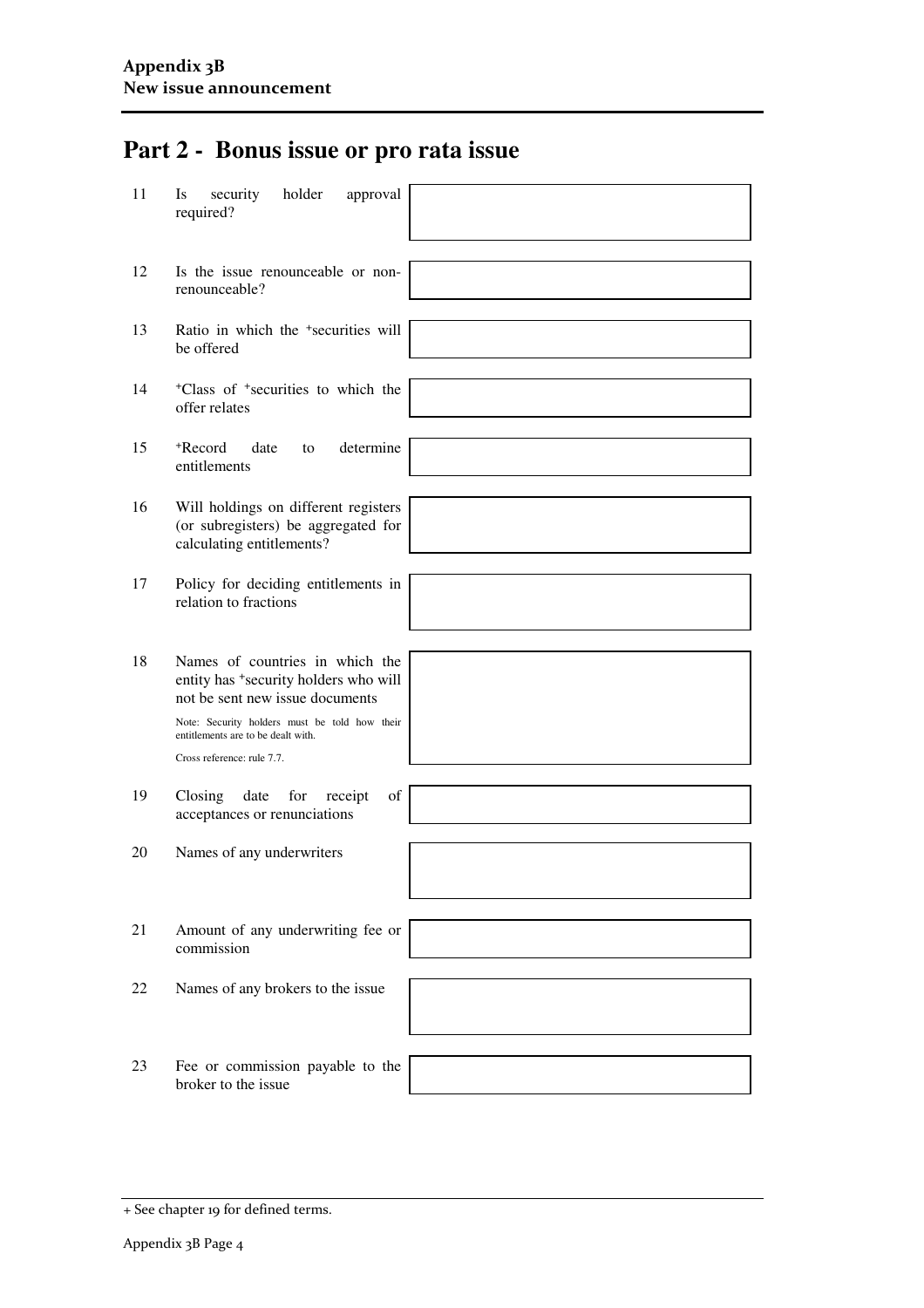## Part 2 - Bonus issue or pro rata issue

| | | |
|---|---|---|
| 11 | Is security holder approval required? | |
| 12 | Is the issue renounceable or non-renounceable? | |
| 13 | Ratio in which the +securities will be offered | |
| 14 | +Class of +securities to which the offer relates | |
| 15 | +Record date to determine entitlements | |
| 16 | Will holdings on different registers (or subregisters) be aggregated for calculating entitlements? | |
| 17 | Policy for deciding entitlements in relation to fractions | |
| 18 | Names of countries in which the entity has +security holders who will not be sent new issue documents<br><br>Note: Security holders must be told how their entitlements are to be dealt with.<br><br>Cross reference: rule 7.7. | |
| 19 | Closing date for receipt of acceptances or renunciations | |
| 20 | Names of any underwriters | |
| 21 | Amount of any underwriting fee or commission | |
| 22 | Names of any brokers to the issue | |
| 23 | Fee or commission payable to the broker to the issue | |

+ See chapter 19 for defined terms.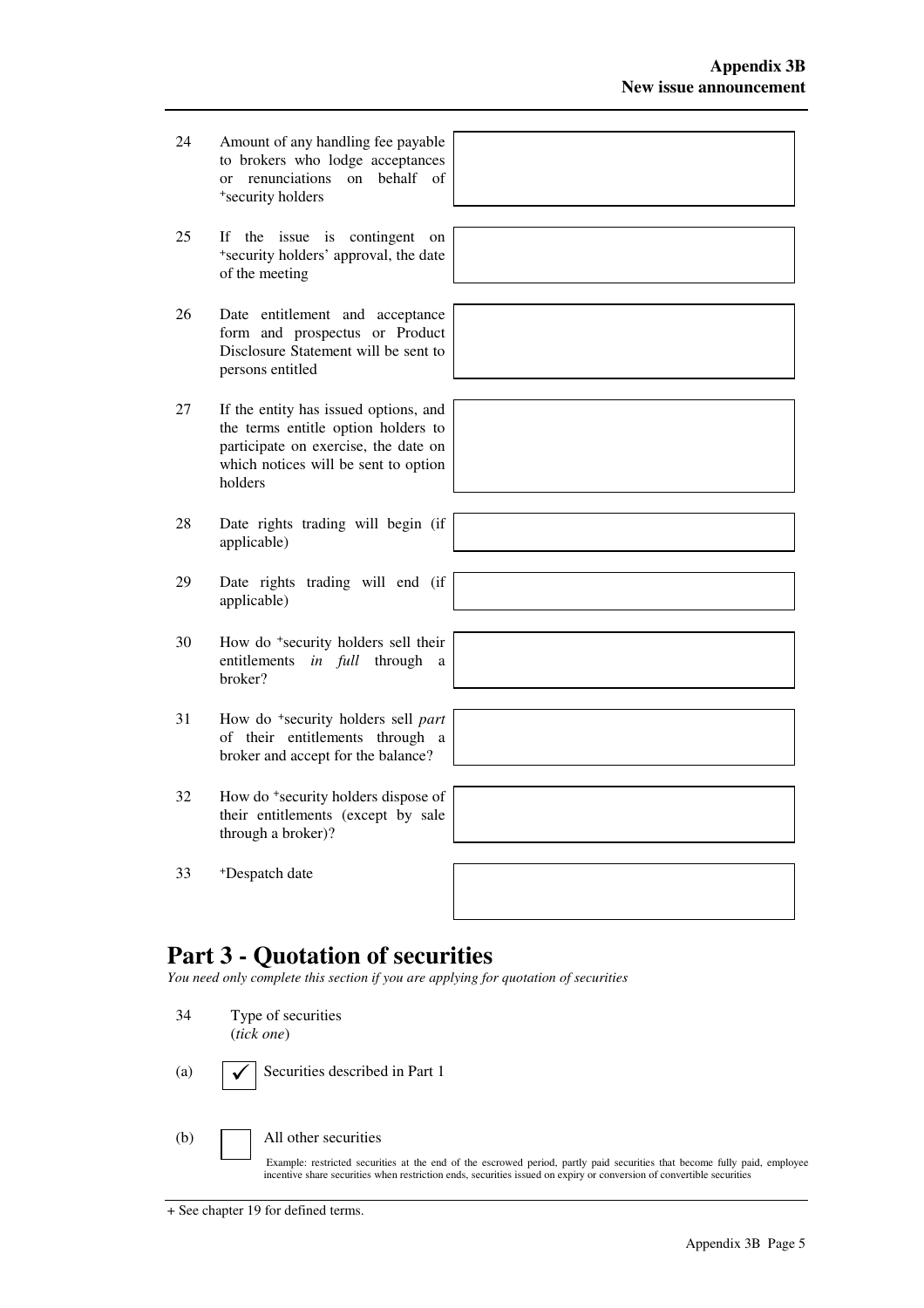| | | |
|---|---|---|
| 24 | Amount of any handling fee payable to brokers who lodge acceptances or renunciations on behalf of +security holders | |
| 25 | If the issue is contingent on +security holders' approval, the date of the meeting | |
| 26 | Date entitlement and acceptance form and prospectus or Product Disclosure Statement will be sent to persons entitled | |
| 27 | If the entity has issued options, and the terms entitle option holders to participate on exercise, the date on which notices will be sent to option holders | |
| 28 | Date rights trading will begin (if applicable) | |
| 29 | Date rights trading will end (if applicable) | |
| 30 | How do +security holders sell their entitlements *in full* through a broker? | |
| 31 | How do +security holders sell *part* of their entitlements through a broker and accept for the balance? | |
| 32 | How do +security holders dispose of their entitlements (except by sale through a broker)? | |
| 33 | +Despatch date | |

# Part 3 - Quotation of securities

*You need only complete this section if you are applying for quotation of securities*

34 Type of securities
(*tick one*)

(a) ☑ Securities described in Part 1

(b) ☐ All other securities

Example: restricted securities at the end of the escrowed period, partly paid securities that become fully paid, employee incentive share securities when restriction ends, securities issued on expiry or conversion of convertible securities

+ See chapter 19 for defined terms.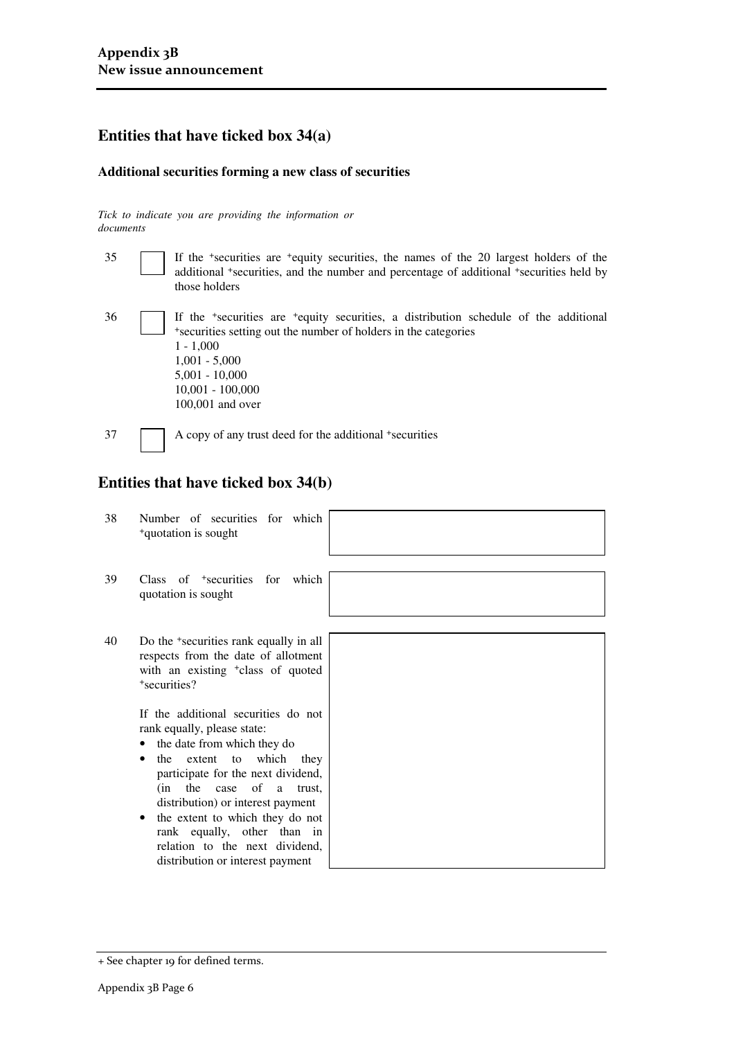## Entities that have ticked box 34(a)

### Additional securities forming a new class of securities

*Tick to indicate you are providing the information or documents*

| | | |
|---|---|---|
| 35 | ☐ | If the +securities are +equity securities, the names of the 20 largest holders of the additional +securities, and the number and percentage of additional +securities held by those holders |
| 36 | ☐ | If the +securities are +equity securities, a distribution schedule of the additional +securities setting out the number of holders in the categories<br>1 - 1,000<br>1,001 - 5,000<br>5,001 - 10,000<br>10,001 - 100,000<br>100,001 and over |
| 37 | ☐ | A copy of any trust deed for the additional +securities |

## Entities that have ticked box 34(b)

| | | |
|---|---|---|
| 38 | Number of securities for which +quotation is sought | |
| 39 | Class of +securities for which quotation is sought | |
| 40 | Do the +securities rank equally in all respects from the date of allotment with an existing +class of quoted +securities?<br><br>If the additional securities do not rank equally, please state:<br>• the date from which they do<br>• the extent to which they participate for the next dividend, (in the case of a trust, distribution) or interest payment<br>• the extent to which they do not rank equally, other than in relation to the next dividend, distribution or interest payment | |

+ See chapter 19 for defined terms.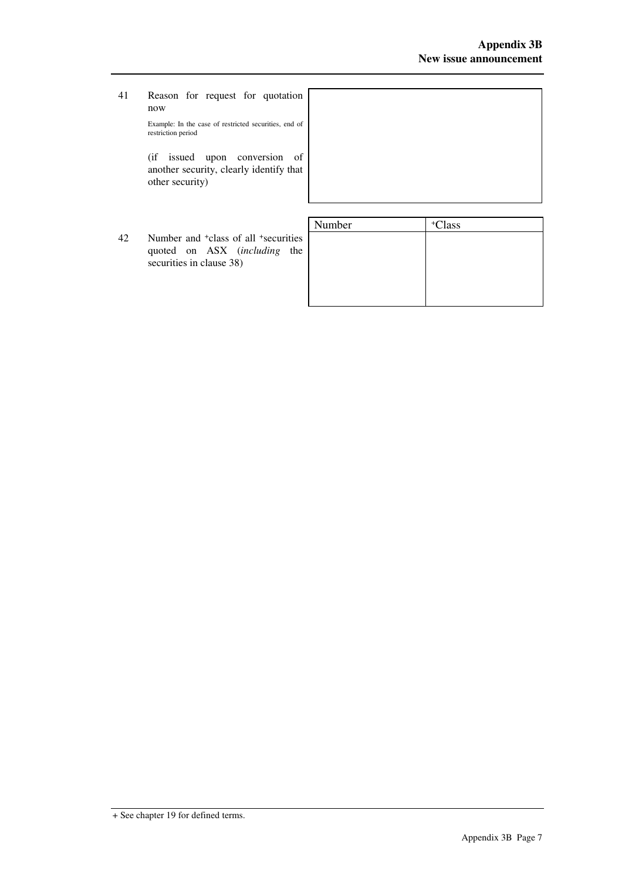41 Reason for request for quotation now

Example: In the case of restricted securities, end of restriction period

(if issued upon conversion of another security, clearly identify that other security)

| |
|---|
| |

42 Number and +class of all +securities quoted on ASX (*including* the securities in clause 38)

| Number | +Class |
|---|---|
| | |

+ See chapter 19 for defined terms.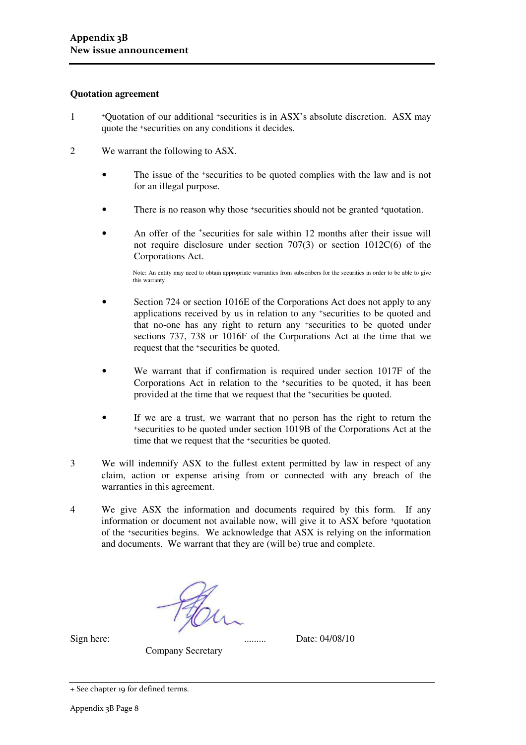## Quotation agreement

1. +Quotation of our additional +securities is in ASX's absolute discretion. ASX may quote the +securities on any conditions it decides.

2. We warrant the following to ASX.

   - The issue of the +securities to be quoted complies with the law and is not for an illegal purpose.

   - There is no reason why those +securities should not be granted +quotation.

   - An offer of the +securities for sale within 12 months after their issue will not require disclosure under section 707(3) or section 1012C(6) of the Corporations Act.

     Note: An entity may need to obtain appropriate warranties from subscribers for the securities in order to be able to give this warranty

   - Section 724 or section 1016E of the Corporations Act does not apply to any applications received by us in relation to any +securities to be quoted and that no-one has any right to return any +securities to be quoted under sections 737, 738 or 1016F of the Corporations Act at the time that we request that the +securities be quoted.

   - We warrant that if confirmation is required under section 1017F of the Corporations Act in relation to the +securities to be quoted, it has been provided at the time that we request that the +securities be quoted.

   - If we are a trust, we warrant that no person has the right to return the +securities to be quoted under section 1019B of the Corporations Act at the time that we request that the +securities be quoted.

3. We will indemnify ASX to the fullest extent permitted by law in respect of any claim, action or expense arising from or connected with any breach of the warranties in this agreement.

4. We give ASX the information and documents required by this form. If any information or document not available now, will give it to ASX before +quotation of the +securities begins. We acknowledge that ASX is relying on the information and documents. We warrant that they are (will be) true and complete.

Sign here: ......... Date: 04/08/10

Company Secretary

+ See chapter 19 for defined terms.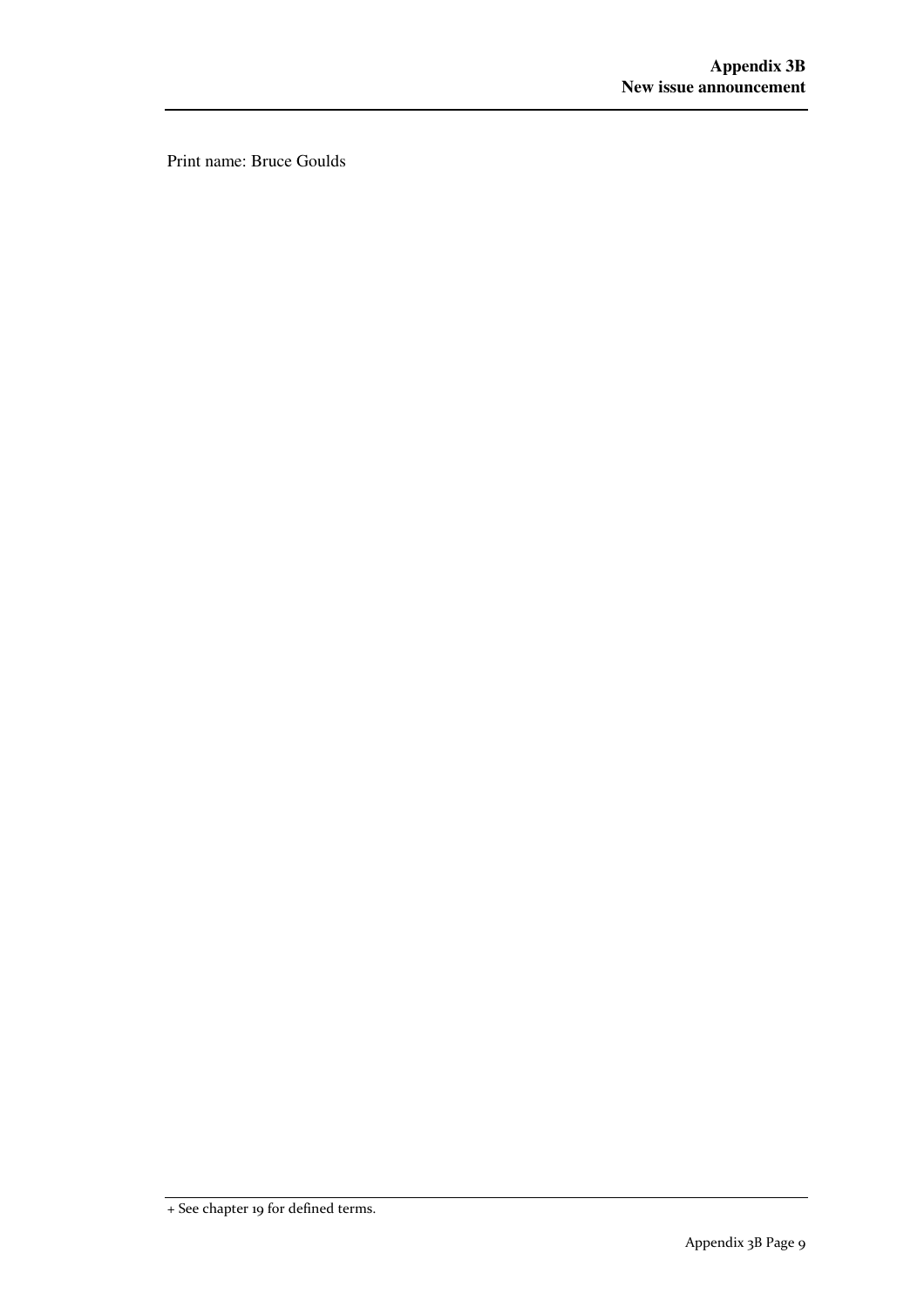Print name: Bruce Goulds

+ See chapter 19 for defined terms.